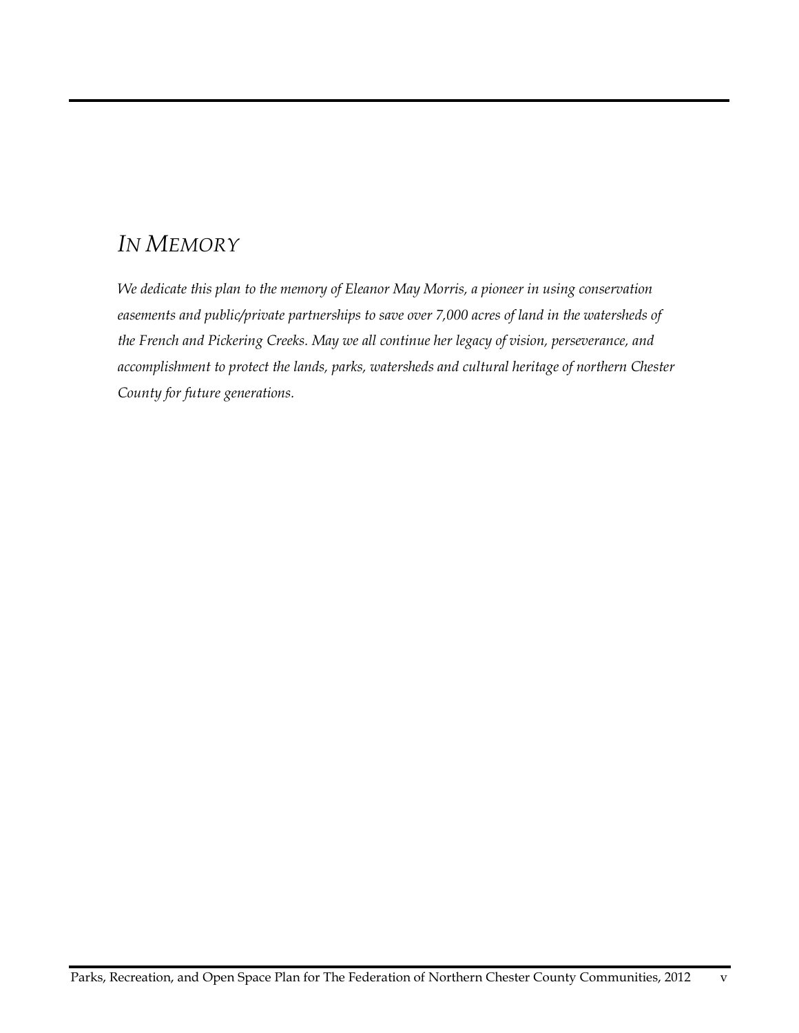# *In Memory*

*We dedicate this plan to the memory of Eleanor May Morris, a pioneer in using conservation easements and public/private partnerships to save over 7,000 acres of land in the watersheds of the French and Pickering Creeks. May we all continue her legacy of vision, perseverance, and accomplishment to protect the lands, parks, watersheds and cultural heritage of northern Chester County for future generations.*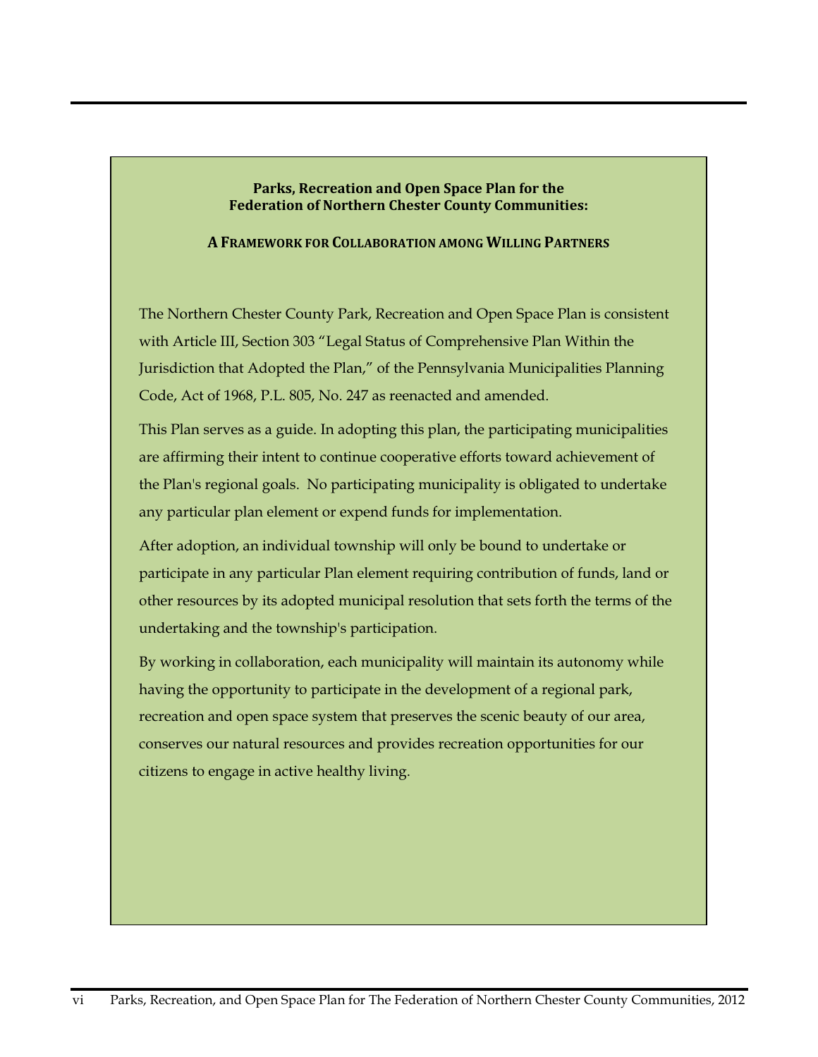**Parks, Recreation and Open Space Plan for the Federation of Northern Chester County Communities:**

**A FRAMEWORK FOR COLLABORATION AMONG WILLING PARTNERS**

The Northern Chester County Park, Recreation and Open Space Plan is consistent with Article III, Section 303 "Legal Status of Comprehensive Plan Within the Jurisdiction that Adopted the Plan," of the Pennsylvania Municipalities Planning Code, Act of 1968, P.L. 805, No. 247 as reenacted and amended.

This Plan serves as a guide. In adopting this plan, the participating municipalities are affirming their intent to continue cooperative efforts toward achievement of the Plan's regional goals. No participating municipality is obligated to undertake any particular plan element or expend funds for implementation.

After adoption, an individual township will only be bound to undertake or participate in any particular Plan element requiring contribution of funds, land or other resources by its adopted municipal resolution that sets forth the terms of the undertaking and the township's participation.

By working in collaboration, each municipality will maintain its autonomy while having the opportunity to participate in the development of a regional park, recreation and open space system that preserves the scenic beauty of our area, conserves our natural resources and provides recreation opportunities for our citizens to engage in active healthy living.